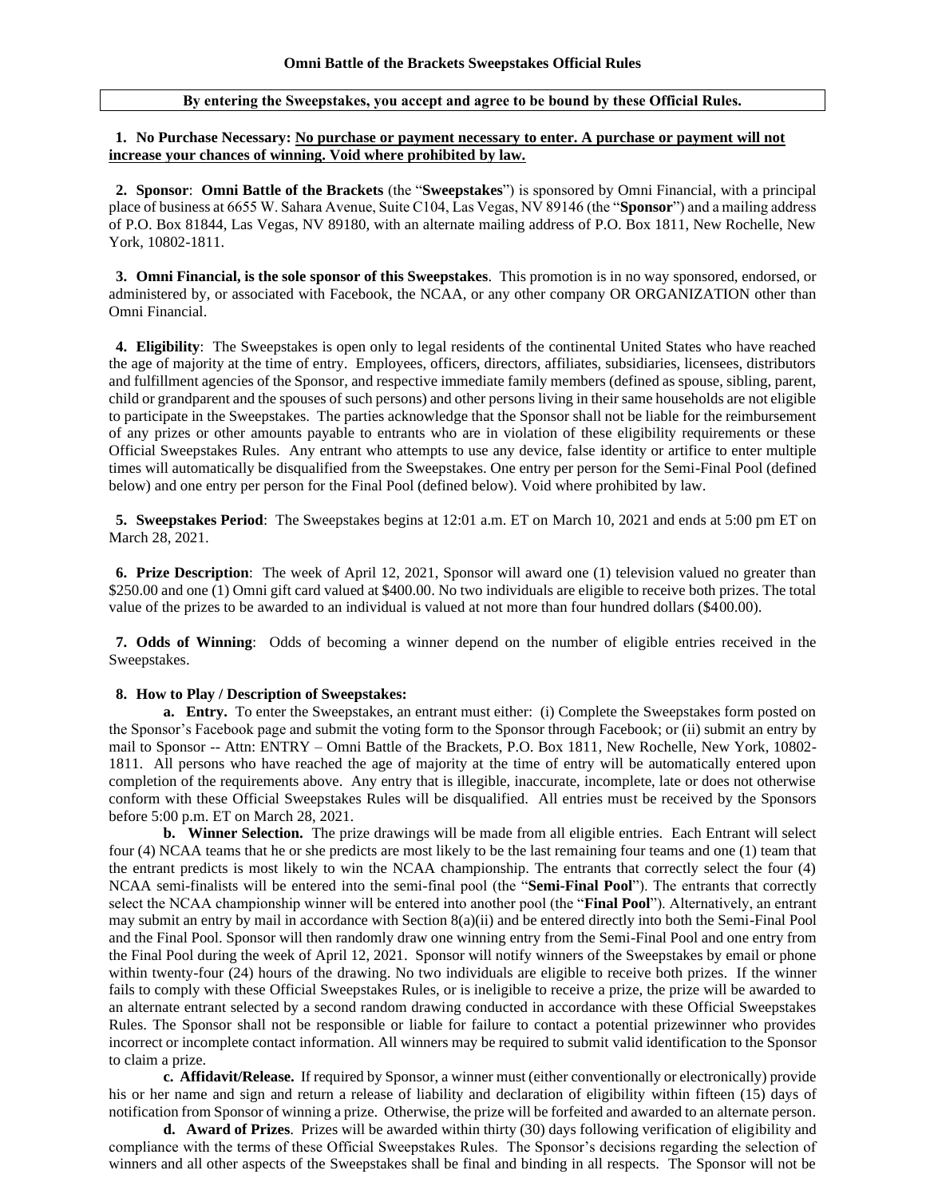# Omni Battle of the Brackets Sweepstakes Official Rules

**By entering the Sweepstakes, you accept and agree to be bound by these Official Rules.**

**1. No Purchase Necessary:** **No purchase or payment necessary to enter. A purchase or payment will not increase your chances of winning. Void where prohibited by law.**

**2. Sponsor**: **Omni Battle of the Brackets** (the "**Sweepstakes**") is sponsored by Omni Financial, with a principal place of business at 6655 W. Sahara Avenue, Suite C104, Las Vegas, NV 89146 (the "**Sponsor**") and a mailing address of P.O. Box 81844, Las Vegas, NV 89180, with an alternate mailing address of P.O. Box 1811, New Rochelle, New York, 10802-1811.

**3. Omni Financial, is the sole sponsor of this Sweepstakes**. This promotion is in no way sponsored, endorsed, or administered by, or associated with Facebook, the NCAA, or any other company OR ORGANIZATION other than Omni Financial.

**4. Eligibility**: The Sweepstakes is open only to legal residents of the continental United States who have reached the age of majority at the time of entry. Employees, officers, directors, affiliates, subsidiaries, licensees, distributors and fulfillment agencies of the Sponsor, and respective immediate family members (defined as spouse, sibling, parent, child or grandparent and the spouses of such persons) and other persons living in their same households are not eligible to participate in the Sweepstakes. The parties acknowledge that the Sponsor shall not be liable for the reimbursement of any prizes or other amounts payable to entrants who are in violation of these eligibility requirements or these Official Sweepstakes Rules. Any entrant who attempts to use any device, false identity or artifice to enter multiple times will automatically be disqualified from the Sweepstakes. One entry per person for the Semi-Final Pool (defined below) and one entry per person for the Final Pool (defined below). Void where prohibited by law.

**5. Sweepstakes Period**: The Sweepstakes begins at 12:01 a.m. ET on March 10, 2021 and ends at 5:00 pm ET on March 28, 2021.

**6. Prize Description**: The week of April 12, 2021, Sponsor will award one (1) television valued no greater than $250.00 and one (1) Omni gift card valued at $400.00. No two individuals are eligible to receive both prizes. The total value of the prizes to be awarded to an individual is valued at not more than four hundred dollars ($400.00).

**7. Odds of Winning**: Odds of becoming a winner depend on the number of eligible entries received in the Sweepstakes.

**8. How to Play / Description of Sweepstakes:**

**a. Entry.** To enter the Sweepstakes, an entrant must either: (i) Complete the Sweepstakes form posted on the Sponsor's Facebook page and submit the voting form to the Sponsor through Facebook; or (ii) submit an entry by mail to Sponsor -- Attn: ENTRY – Omni Battle of the Brackets, P.O. Box 1811, New Rochelle, New York, 10802-1811. All persons who have reached the age of majority at the time of entry will be automatically entered upon completion of the requirements above. Any entry that is illegible, inaccurate, incomplete, late or does not otherwise conform with these Official Sweepstakes Rules will be disqualified. All entries must be received by the Sponsors before 5:00 p.m. ET on March 28, 2021.

**b. Winner Selection.** The prize drawings will be made from all eligible entries. Each Entrant will select four (4) NCAA teams that he or she predicts are most likely to be the last remaining four teams and one (1) team that the entrant predicts is most likely to win the NCAA championship. The entrants that correctly select the four (4) NCAA semi-finalists will be entered into the semi-final pool (the "**Semi-Final Pool**"). The entrants that correctly select the NCAA championship winner will be entered into another pool (the "**Final Pool**"). Alternatively, an entrant may submit an entry by mail in accordance with Section 8(a)(ii) and be entered directly into both the Semi-Final Pool and the Final Pool. Sponsor will then randomly draw one winning entry from the Semi-Final Pool and one entry from the Final Pool during the week of April 12, 2021. Sponsor will notify winners of the Sweepstakes by email or phone within twenty-four (24) hours of the drawing. No two individuals are eligible to receive both prizes. If the winner fails to comply with these Official Sweepstakes Rules, or is ineligible to receive a prize, the prize will be awarded to an alternate entrant selected by a second random drawing conducted in accordance with these Official Sweepstakes Rules. The Sponsor shall not be responsible or liable for failure to contact a potential prizewinner who provides incorrect or incomplete contact information. All winners may be required to submit valid identification to the Sponsor to claim a prize.

**c. Affidavit/Release.** If required by Sponsor, a winner must (either conventionally or electronically) provide his or her name and sign and return a release of liability and declaration of eligibility within fifteen (15) days of notification from Sponsor of winning a prize. Otherwise, the prize will be forfeited and awarded to an alternate person.

**d. Award of Prizes**. Prizes will be awarded within thirty (30) days following verification of eligibility and compliance with the terms of these Official Sweepstakes Rules. The Sponsor's decisions regarding the selection of winners and all other aspects of the Sweepstakes shall be final and binding in all respects. The Sponsor will not be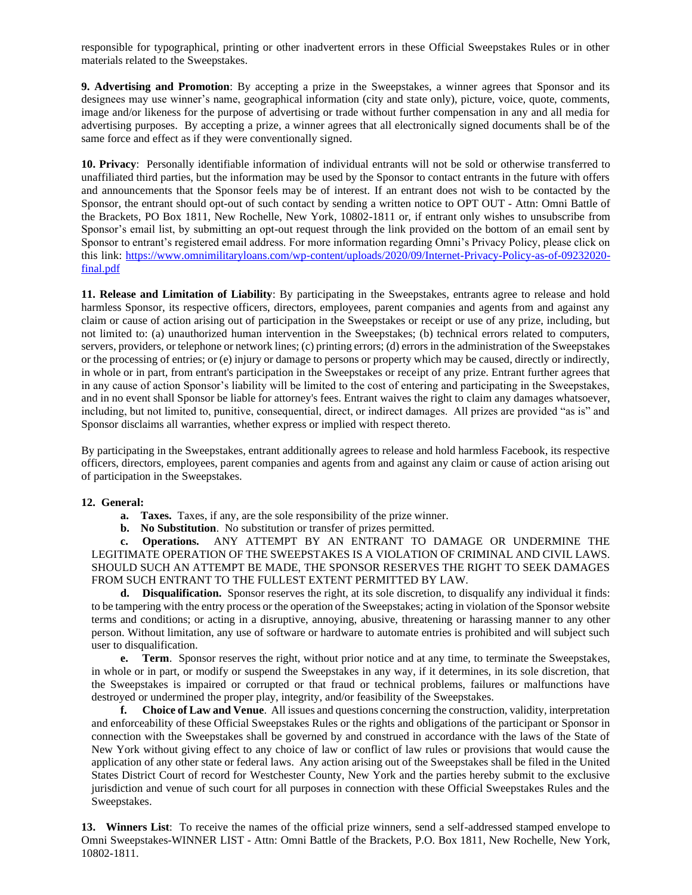responsible for typographical, printing or other inadvertent errors in these Official Sweepstakes Rules or in other materials related to the Sweepstakes.

**9. Advertising and Promotion**: By accepting a prize in the Sweepstakes, a winner agrees that Sponsor and its designees may use winner's name, geographical information (city and state only), picture, voice, quote, comments, image and/or likeness for the purpose of advertising or trade without further compensation in any and all media for advertising purposes. By accepting a prize, a winner agrees that all electronically signed documents shall be of the same force and effect as if they were conventionally signed.

**10. Privacy**: Personally identifiable information of individual entrants will not be sold or otherwise transferred to unaffiliated third parties, but the information may be used by the Sponsor to contact entrants in the future with offers and announcements that the Sponsor feels may be of interest. If an entrant does not wish to be contacted by the Sponsor, the entrant should opt-out of such contact by sending a written notice to OPT OUT - Attn: Omni Battle of the Brackets, PO Box 1811, New Rochelle, New York, 10802-1811 or, if entrant only wishes to unsubscribe from Sponsor's email list, by submitting an opt-out request through the link provided on the bottom of an email sent by Sponsor to entrant's registered email address. For more information regarding Omni's Privacy Policy, please click on this link: [https://www.omnimilitaryloans.com/wp-content/uploads/2020/09/Internet-Privacy-Policy-as-of-09232020-final.pdf](https://www.omnimilitaryloans.com/wp-content/uploads/2020/09/Internet-Privacy-Policy-as-of-09232020-final.pdf)

**11. Release and Limitation of Liability**: By participating in the Sweepstakes, entrants agree to release and hold harmless Sponsor, its respective officers, directors, employees, parent companies and agents from and against any claim or cause of action arising out of participation in the Sweepstakes or receipt or use of any prize, including, but not limited to: (a) unauthorized human intervention in the Sweepstakes; (b) technical errors related to computers, servers, providers, or telephone or network lines; (c) printing errors; (d) errors in the administration of the Sweepstakes or the processing of entries; or (e) injury or damage to persons or property which may be caused, directly or indirectly, in whole or in part, from entrant's participation in the Sweepstakes or receipt of any prize. Entrant further agrees that in any cause of action Sponsor's liability will be limited to the cost of entering and participating in the Sweepstakes, and in no event shall Sponsor be liable for attorney's fees. Entrant waives the right to claim any damages whatsoever, including, but not limited to, punitive, consequential, direct, or indirect damages. All prizes are provided "as is" and Sponsor disclaims all warranties, whether express or implied with respect thereto.

By participating in the Sweepstakes, entrant additionally agrees to release and hold harmless Facebook, its respective officers, directors, employees, parent companies and agents from and against any claim or cause of action arising out of participation in the Sweepstakes.

**12. General:**

- **a. Taxes.** Taxes, if any, are the sole responsibility of the prize winner.
- **b. No Substitution**. No substitution or transfer of prizes permitted.
- **c. Operations.** ANY ATTEMPT BY AN ENTRANT TO DAMAGE OR UNDERMINE THE LEGITIMATE OPERATION OF THE SWEEPSTAKES IS A VIOLATION OF CRIMINAL AND CIVIL LAWS. SHOULD SUCH AN ATTEMPT BE MADE, THE SPONSOR RESERVES THE RIGHT TO SEEK DAMAGES FROM SUCH ENTRANT TO THE FULLEST EXTENT PERMITTED BY LAW.
- **d. Disqualification.** Sponsor reserves the right, at its sole discretion, to disqualify any individual it finds: to be tampering with the entry process or the operation of the Sweepstakes; acting in violation of the Sponsor website terms and conditions; or acting in a disruptive, annoying, abusive, threatening or harassing manner to any other person. Without limitation, any use of software or hardware to automate entries is prohibited and will subject such user to disqualification.
- **e. Term**. Sponsor reserves the right, without prior notice and at any time, to terminate the Sweepstakes, in whole or in part, or modify or suspend the Sweepstakes in any way, if it determines, in its sole discretion, that the Sweepstakes is impaired or corrupted or that fraud or technical problems, failures or malfunctions have destroyed or undermined the proper play, integrity, and/or feasibility of the Sweepstakes.
- **f. Choice of Law and Venue**. All issues and questions concerning the construction, validity, interpretation and enforceability of these Official Sweepstakes Rules or the rights and obligations of the participant or Sponsor in connection with the Sweepstakes shall be governed by and construed in accordance with the laws of the State of New York without giving effect to any choice of law or conflict of law rules or provisions that would cause the application of any other state or federal laws. Any action arising out of the Sweepstakes shall be filed in the United States District Court of record for Westchester County, New York and the parties hereby submit to the exclusive jurisdiction and venue of such court for all purposes in connection with these Official Sweepstakes Rules and the Sweepstakes.

**13. Winners List**: To receive the names of the official prize winners, send a self-addressed stamped envelope to Omni Sweepstakes-WINNER LIST - Attn: Omni Battle of the Brackets, P.O. Box 1811, New Rochelle, New York, 10802-1811.